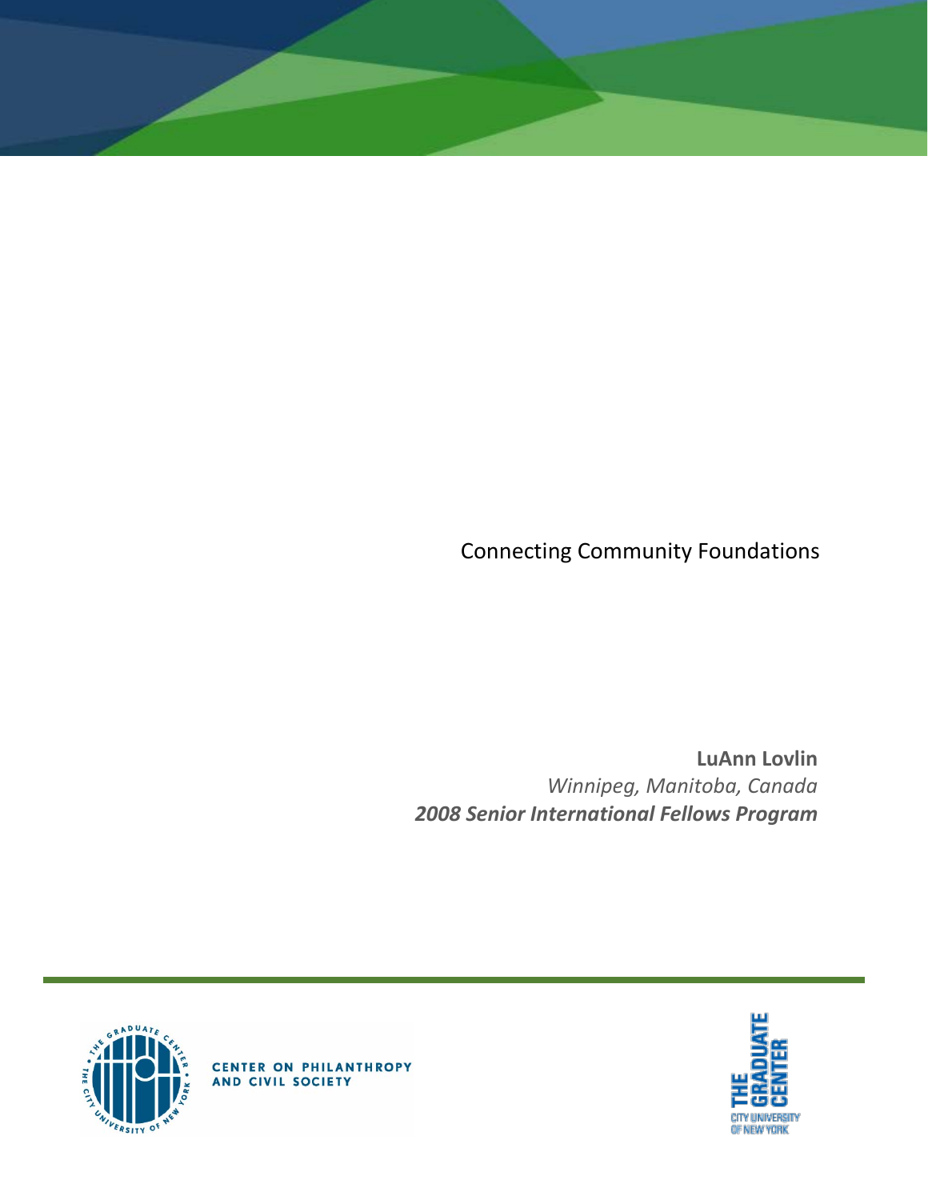# Connecting Community Foundations

**LuAnn Lovlin**

*Winnipeg, Manitoba, Canada*

***2008 Senior International Fellows Program***

CENTER ON PHILANTHROPY AND CIVIL SOCIETY

THE GRADUATE CENTER CITY UNIVERSITY OF NEW YORK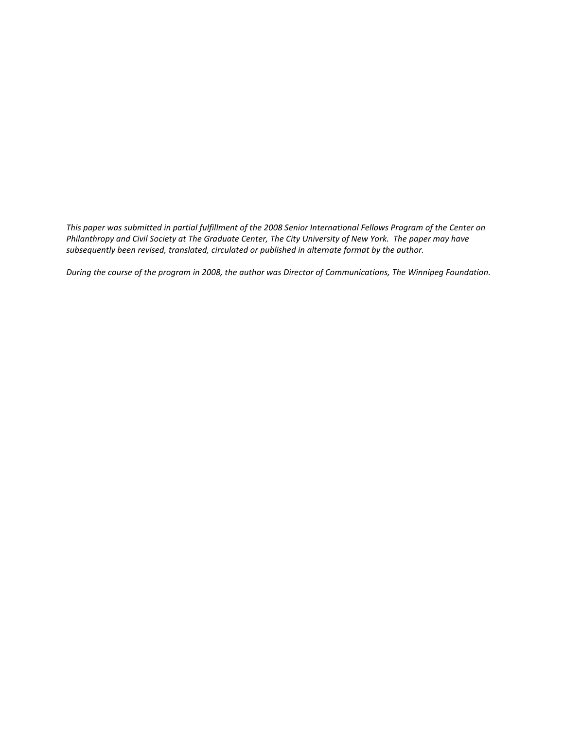*This paper was submitted in partial fulfillment of the 2008 Senior International Fellows Program of the Center on Philanthropy and Civil Society at The Graduate Center, The City University of New York. The paper may have subsequently been revised, translated, circulated or published in alternate format by the author.*

*During the course of the program in 2008, the author was Director of Communications, The Winnipeg Foundation.*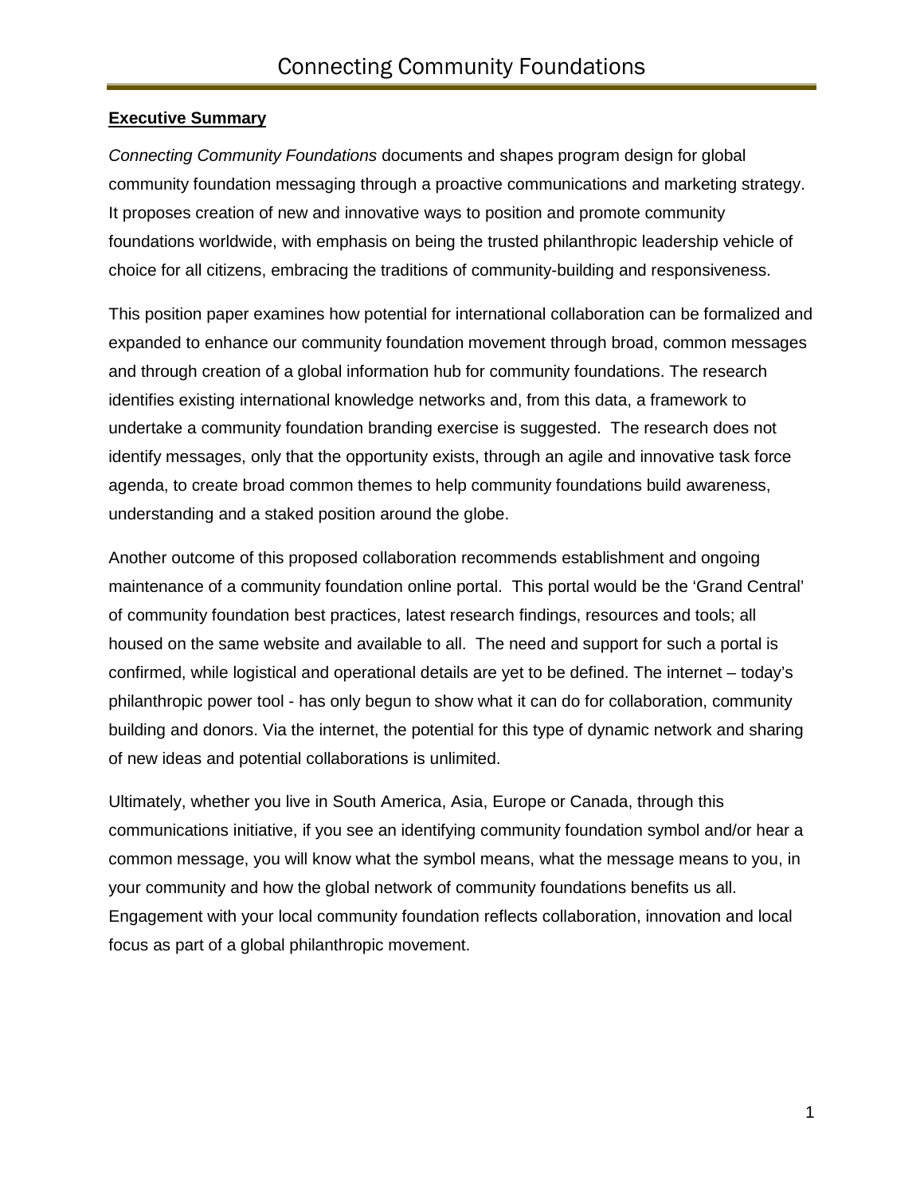## Executive Summary

*Connecting Community Foundations* documents and shapes program design for global community foundation messaging through a proactive communications and marketing strategy. It proposes creation of new and innovative ways to position and promote community foundations worldwide, with emphasis on being the trusted philanthropic leadership vehicle of choice for all citizens, embracing the traditions of community-building and responsiveness.

This position paper examines how potential for international collaboration can be formalized and expanded to enhance our community foundation movement through broad, common messages and through creation of a global information hub for community foundations. The research identifies existing international knowledge networks and, from this data, a framework to undertake a community foundation branding exercise is suggested. The research does not identify messages, only that the opportunity exists, through an agile and innovative task force agenda, to create broad common themes to help community foundations build awareness, understanding and a staked position around the globe.

Another outcome of this proposed collaboration recommends establishment and ongoing maintenance of a community foundation online portal. This portal would be the 'Grand Central' of community foundation best practices, latest research findings, resources and tools; all housed on the same website and available to all. The need and support for such a portal is confirmed, while logistical and operational details are yet to be defined. The internet – today's philanthropic power tool - has only begun to show what it can do for collaboration, community building and donors. Via the internet, the potential for this type of dynamic network and sharing of new ideas and potential collaborations is unlimited.

Ultimately, whether you live in South America, Asia, Europe or Canada, through this communications initiative, if you see an identifying community foundation symbol and/or hear a common message, you will know what the symbol means, what the message means to you, in your community and how the global network of community foundations benefits us all. Engagement with your local community foundation reflects collaboration, innovation and local focus as part of a global philanthropic movement.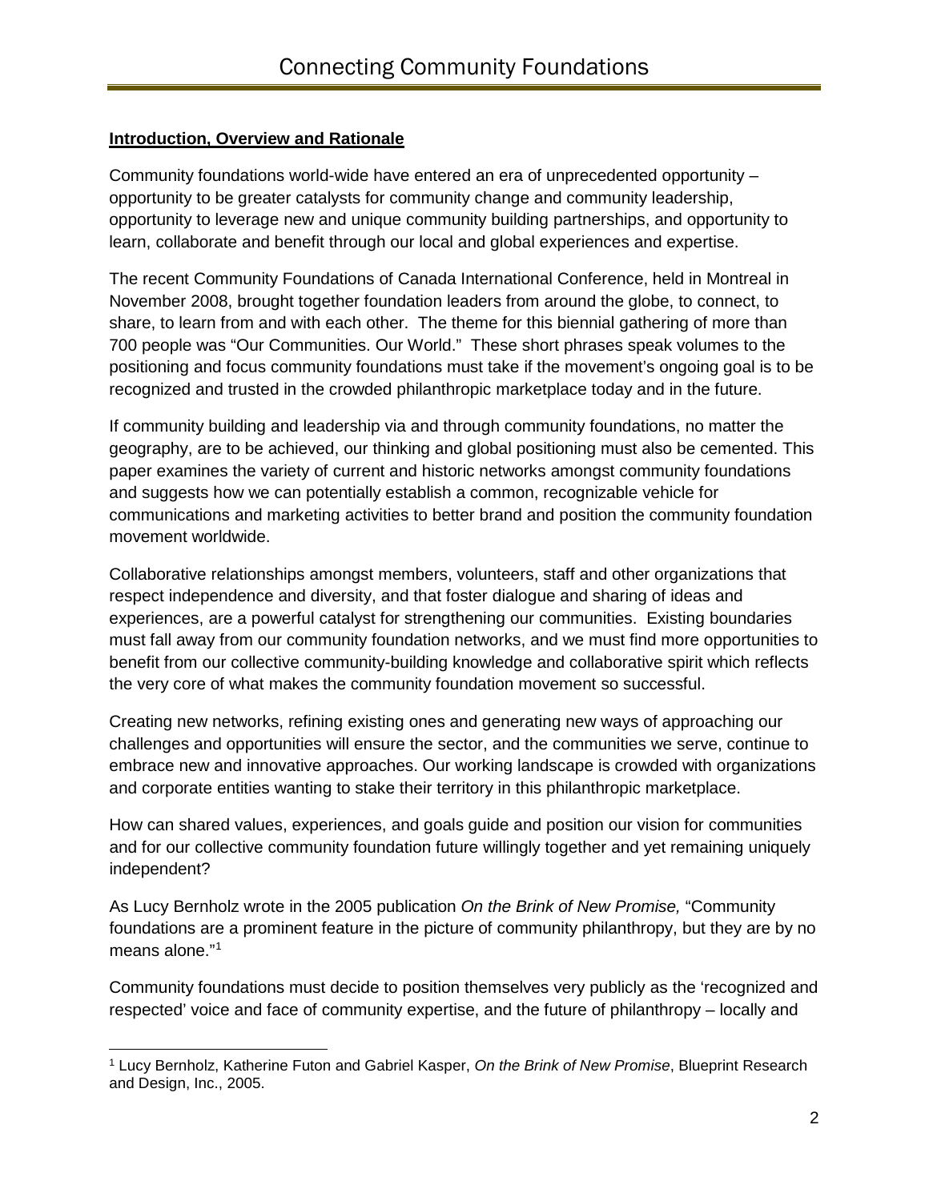## Introduction, Overview and Rationale

Community foundations world-wide have entered an era of unprecedented opportunity – opportunity to be greater catalysts for community change and community leadership, opportunity to leverage new and unique community building partnerships, and opportunity to learn, collaborate and benefit through our local and global experiences and expertise.

The recent Community Foundations of Canada International Conference, held in Montreal in November 2008, brought together foundation leaders from around the globe, to connect, to share, to learn from and with each other. The theme for this biennial gathering of more than 700 people was "Our Communities. Our World." These short phrases speak volumes to the positioning and focus community foundations must take if the movement's ongoing goal is to be recognized and trusted in the crowded philanthropic marketplace today and in the future.

If community building and leadership via and through community foundations, no matter the geography, are to be achieved, our thinking and global positioning must also be cemented. This paper examines the variety of current and historic networks amongst community foundations and suggests how we can potentially establish a common, recognizable vehicle for communications and marketing activities to better brand and position the community foundation movement worldwide.

Collaborative relationships amongst members, volunteers, staff and other organizations that respect independence and diversity, and that foster dialogue and sharing of ideas and experiences, are a powerful catalyst for strengthening our communities. Existing boundaries must fall away from our community foundation networks, and we must find more opportunities to benefit from our collective community-building knowledge and collaborative spirit which reflects the very core of what makes the community foundation movement so successful.

Creating new networks, refining existing ones and generating new ways of approaching our challenges and opportunities will ensure the sector, and the communities we serve, continue to embrace new and innovative approaches. Our working landscape is crowded with organizations and corporate entities wanting to stake their territory in this philanthropic marketplace.

How can shared values, experiences, and goals guide and position our vision for communities and for our collective community foundation future willingly together and yet remaining uniquely independent?

As Lucy Bernholz wrote in the 2005 publication *On the Brink of New Promise,* "Community foundations are a prominent feature in the picture of community philanthropy, but they are by no means alone."[1]

Community foundations must decide to position themselves very publicly as the 'recognized and respected' voice and face of community expertise, and the future of philanthropy – locally and

[1] Lucy Bernholz, Katherine Futon and Gabriel Kasper, *On the Brink of New Promise*, Blueprint Research and Design, Inc., 2005.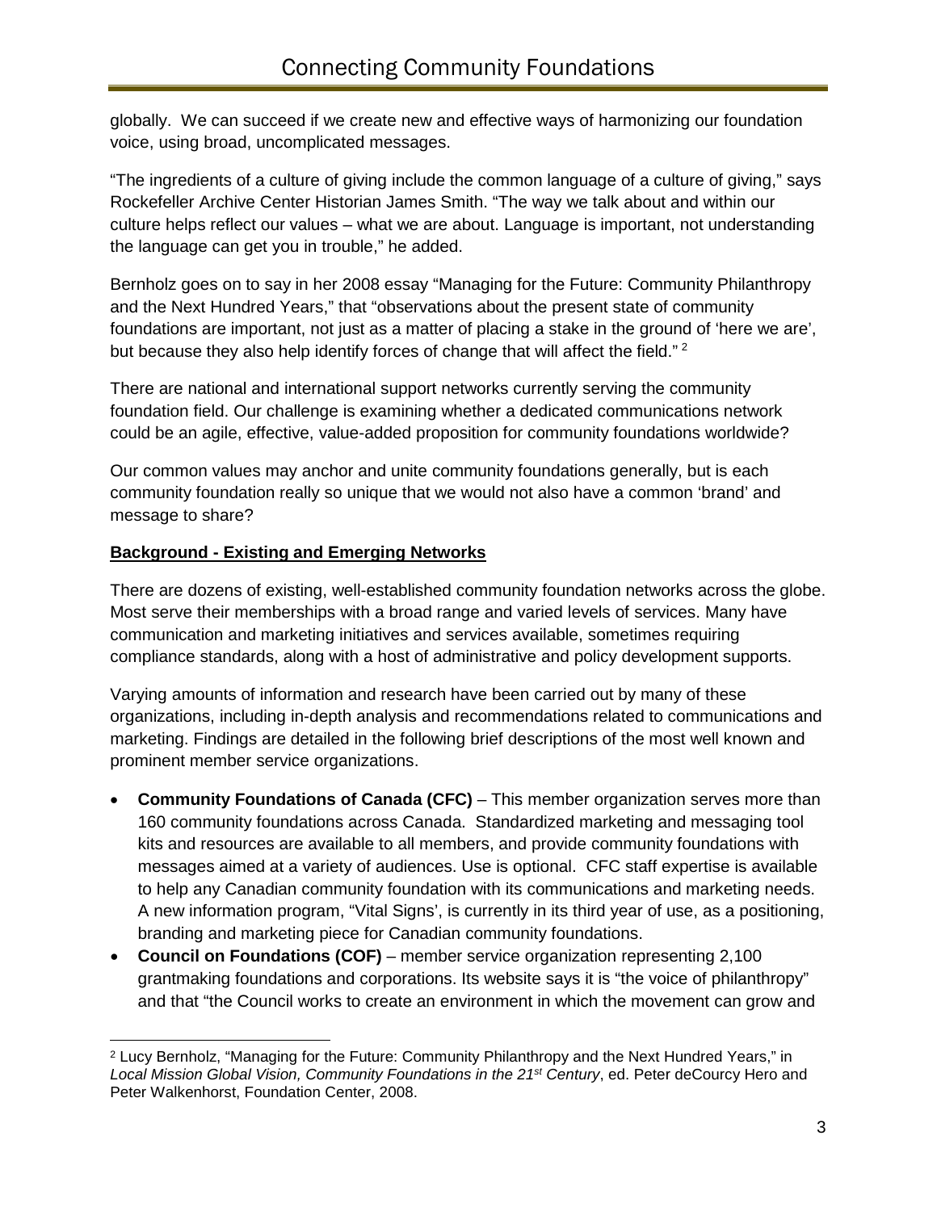globally. We can succeed if we create new and effective ways of harmonizing our foundation voice, using broad, uncomplicated messages.

"The ingredients of a culture of giving include the common language of a culture of giving," says Rockefeller Archive Center Historian James Smith. "The way we talk about and within our culture helps reflect our values – what we are about. Language is important, not understanding the language can get you in trouble," he added.

Bernholz goes on to say in her 2008 essay "Managing for the Future: Community Philanthropy and the Next Hundred Years," that "observations about the present state of community foundations are important, not just as a matter of placing a stake in the ground of 'here we are', but because they also help identify forces of change that will affect the field." [2]

There are national and international support networks currently serving the community foundation field. Our challenge is examining whether a dedicated communications network could be an agile, effective, value-added proposition for community foundations worldwide?

Our common values may anchor and unite community foundations generally, but is each community foundation really so unique that we would not also have a common 'brand' and message to share?

**Background - Existing and Emerging Networks**

There are dozens of existing, well-established community foundation networks across the globe. Most serve their memberships with a broad range and varied levels of services. Many have communication and marketing initiatives and services available, sometimes requiring compliance standards, along with a host of administrative and policy development supports.

Varying amounts of information and research have been carried out by many of these organizations, including in-depth analysis and recommendations related to communications and marketing. Findings are detailed in the following brief descriptions of the most well known and prominent member service organizations.

- **Community Foundations of Canada (CFC)** – This member organization serves more than 160 community foundations across Canada. Standardized marketing and messaging tool kits and resources are available to all members, and provide community foundations with messages aimed at a variety of audiences. Use is optional. CFC staff expertise is available to help any Canadian community foundation with its communications and marketing needs. A new information program, "Vital Signs', is currently in its third year of use, as a positioning, branding and marketing piece for Canadian community foundations.
- **Council on Foundations (COF)** – member service organization representing 2,100 grantmaking foundations and corporations. Its website says it is "the voice of philanthropy" and that "the Council works to create an environment in which the movement can grow and

[2] Lucy Bernholz, "Managing for the Future: Community Philanthropy and the Next Hundred Years," in *Local Mission Global Vision, Community Foundations in the 21st Century*, ed. Peter deCourcy Hero and Peter Walkenhorst, Foundation Center, 2008.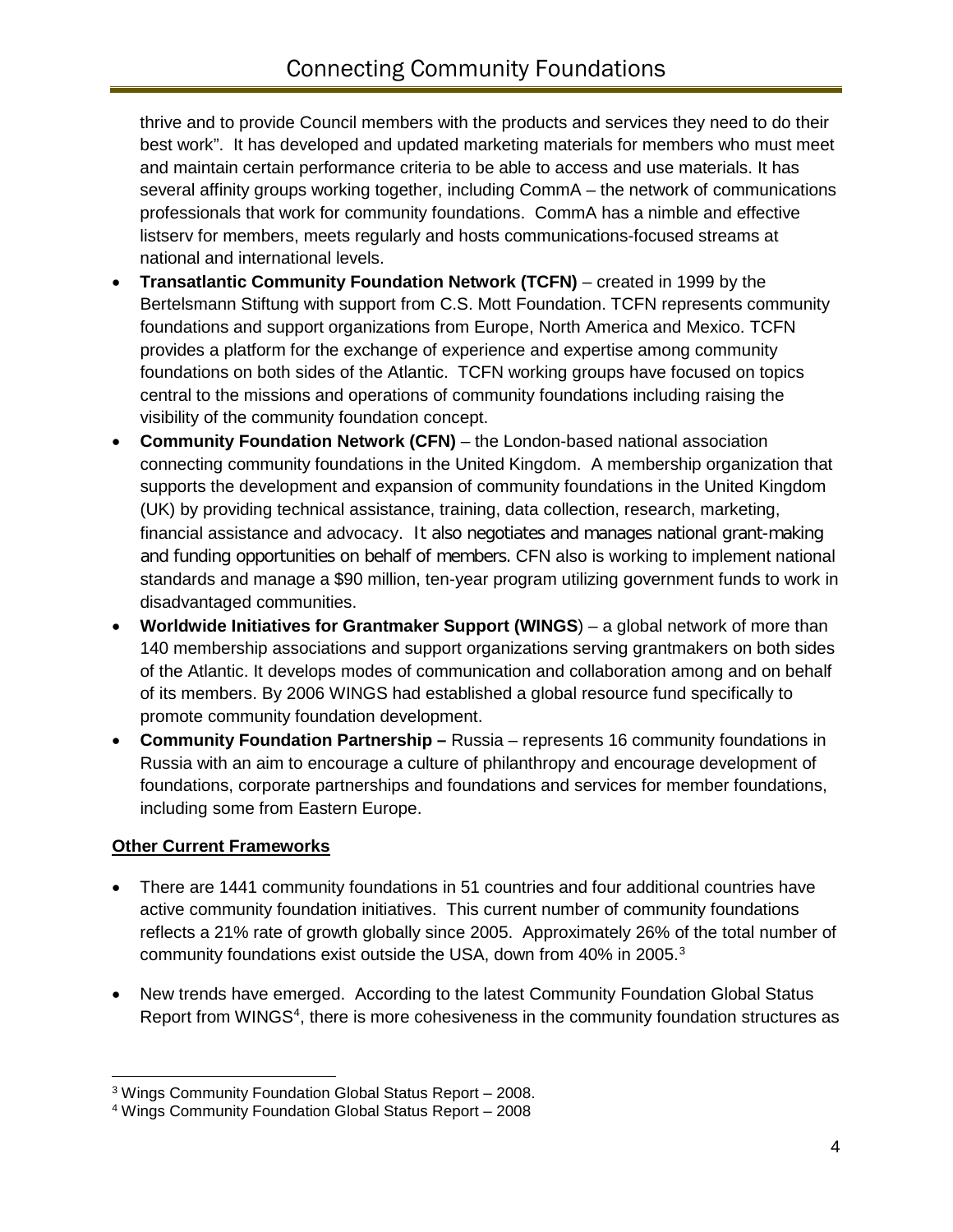thrive and to provide Council members with the products and services they need to do their best work". It has developed and updated marketing materials for members who must meet and maintain certain performance criteria to be able to access and use materials. It has several affinity groups working together, including CommA – the network of communications professionals that work for community foundations. CommA has a nimble and effective listserv for members, meets regularly and hosts communications-focused streams at national and international levels.

- **Transatlantic Community Foundation Network (TCFN)** – created in 1999 by the Bertelsmann Stiftung with support from C.S. Mott Foundation. TCFN represents community foundations and support organizations from Europe, North America and Mexico. TCFN provides a platform for the exchange of experience and expertise among community foundations on both sides of the Atlantic. TCFN working groups have focused on topics central to the missions and operations of community foundations including raising the visibility of the community foundation concept.
- **Community Foundation Network (CFN)** – the London-based national association connecting community foundations in the United Kingdom. A membership organization that supports the development and expansion of community foundations in the United Kingdom (UK) by providing technical assistance, training, data collection, research, marketing, financial assistance and advocacy. It also negotiates and manages national grant-making and funding opportunities on behalf of members. CFN also is working to implement national standards and manage a $90 million, ten-year program utilizing government funds to work in disadvantaged communities.
- **Worldwide Initiatives for Grantmaker Support (WINGS**) – a global network of more than 140 membership associations and support organizations serving grantmakers on both sides of the Atlantic. It develops modes of communication and collaboration among and on behalf of its members. By 2006 WINGS had established a global resource fund specifically to promote community foundation development.
- **Community Foundation Partnership –** Russia – represents 16 community foundations in Russia with an aim to encourage a culture of philanthropy and encourage development of foundations, corporate partnerships and foundations and services for member foundations, including some from Eastern Europe.

**Other Current Frameworks**

- There are 1441 community foundations in 51 countries and four additional countries have active community foundation initiatives. This current number of community foundations reflects a 21% rate of growth globally since 2005. Approximately 26% of the total number of community foundations exist outside the USA, down from 40% in 2005.[3]

- New trends have emerged. According to the latest Community Foundation Global Status Report from WINGS[4], there is more cohesiveness in the community foundation structures as

[3] Wings Community Foundation Global Status Report – 2008.

[4] Wings Community Foundation Global Status Report – 2008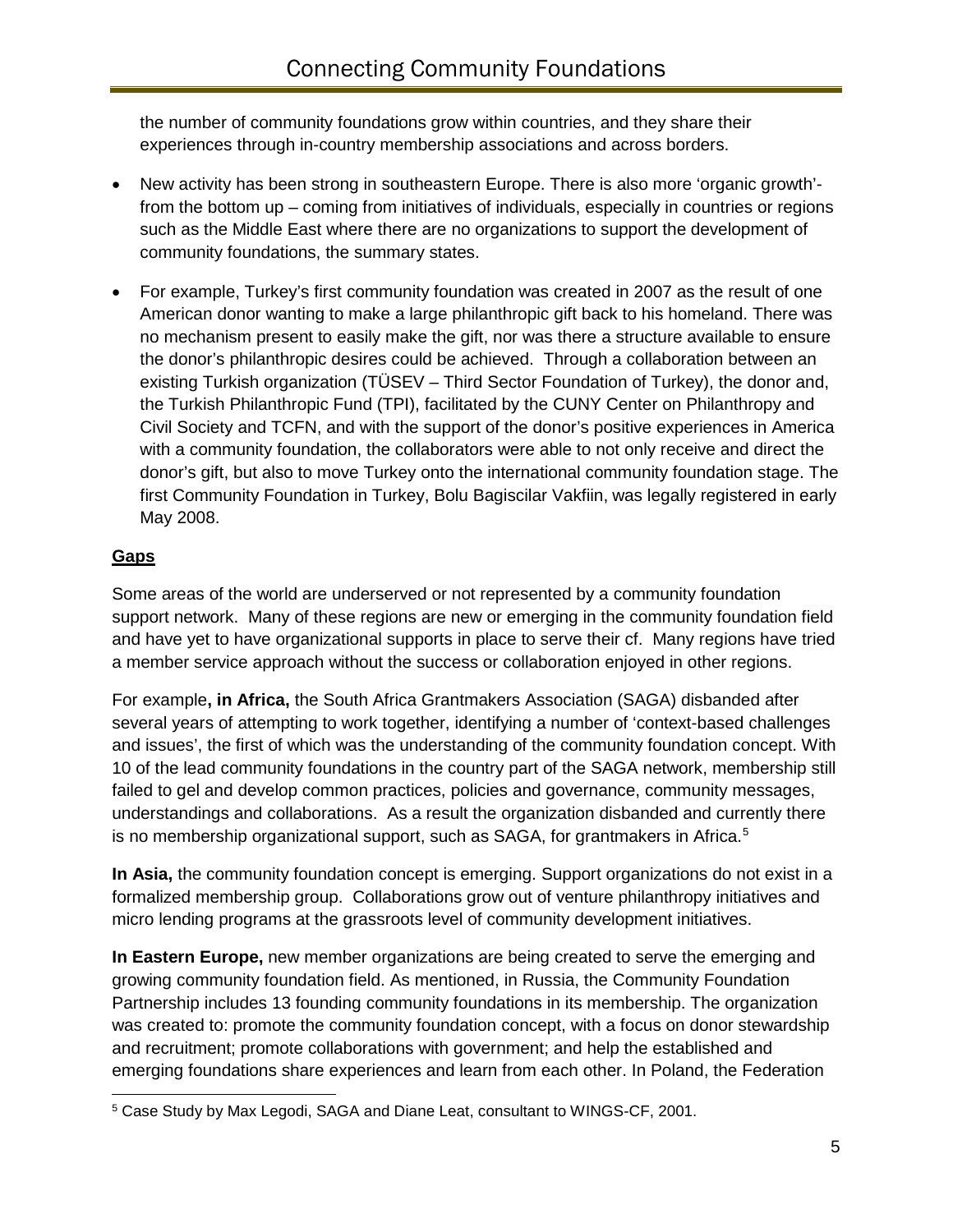the number of community foundations grow within countries, and they share their experiences through in-country membership associations and across borders.

- New activity has been strong in southeastern Europe. There is also more 'organic growth'- from the bottom up – coming from initiatives of individuals, especially in countries or regions such as the Middle East where there are no organizations to support the development of community foundations, the summary states.
- For example, Turkey's first community foundation was created in 2007 as the result of one American donor wanting to make a large philanthropic gift back to his homeland. There was no mechanism present to easily make the gift, nor was there a structure available to ensure the donor's philanthropic desires could be achieved. Through a collaboration between an existing Turkish organization (TÜSEV – Third Sector Foundation of Turkey), the donor and, the Turkish Philanthropic Fund (TPI), facilitated by the CUNY Center on Philanthropy and Civil Society and TCFN, and with the support of the donor's positive experiences in America with a community foundation, the collaborators were able to not only receive and direct the donor's gift, but also to move Turkey onto the international community foundation stage. The first Community Foundation in Turkey, Bolu Bagiscilar Vakfiin, was legally registered in early May 2008.

## Gaps

Some areas of the world are underserved or not represented by a community foundation support network. Many of these regions are new or emerging in the community foundation field and have yet to have organizational supports in place to serve their cf. Many regions have tried a member service approach without the success or collaboration enjoyed in other regions.

For example**, in Africa,** the South Africa Grantmakers Association (SAGA) disbanded after several years of attempting to work together, identifying a number of 'context-based challenges and issues', the first of which was the understanding of the community foundation concept. With 10 of the lead community foundations in the country part of the SAGA network, membership still failed to gel and develop common practices, policies and governance, community messages, understandings and collaborations. As a result the organization disbanded and currently there is no membership organizational support, such as SAGA, for grantmakers in Africa.[5]

**In Asia,** the community foundation concept is emerging. Support organizations do not exist in a formalized membership group. Collaborations grow out of venture philanthropy initiatives and micro lending programs at the grassroots level of community development initiatives.

**In Eastern Europe,** new member organizations are being created to serve the emerging and growing community foundation field. As mentioned, in Russia, the Community Foundation Partnership includes 13 founding community foundations in its membership. The organization was created to: promote the community foundation concept, with a focus on donor stewardship and recruitment; promote collaborations with government; and help the established and emerging foundations share experiences and learn from each other. In Poland, the Federation

---

[5] Case Study by Max Legodi, SAGA and Diane Leat, consultant to WINGS-CF, 2001.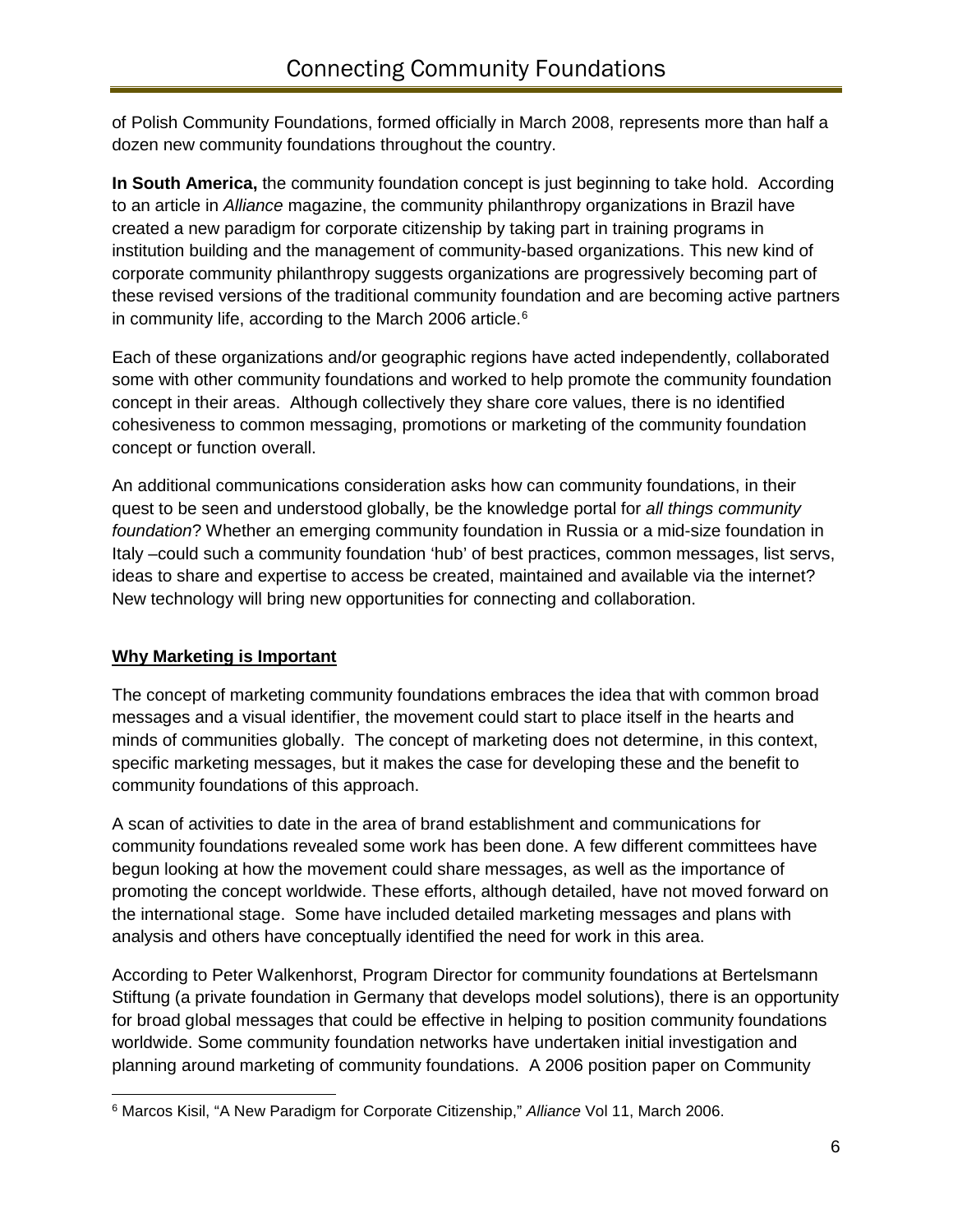of Polish Community Foundations, formed officially in March 2008, represents more than half a dozen new community foundations throughout the country.

**In South America,** the community foundation concept is just beginning to take hold. According to an article in *Alliance* magazine, the community philanthropy organizations in Brazil have created a new paradigm for corporate citizenship by taking part in training programs in institution building and the management of community-based organizations. This new kind of corporate community philanthropy suggests organizations are progressively becoming part of these revised versions of the traditional community foundation and are becoming active partners in community life, according to the March 2006 article.[6]

Each of these organizations and/or geographic regions have acted independently, collaborated some with other community foundations and worked to help promote the community foundation concept in their areas. Although collectively they share core values, there is no identified cohesiveness to common messaging, promotions or marketing of the community foundation concept or function overall.

An additional communications consideration asks how can community foundations, in their quest to be seen and understood globally, be the knowledge portal for *all things community foundation*? Whether an emerging community foundation in Russia or a mid-size foundation in Italy –could such a community foundation 'hub' of best practices, common messages, list servs, ideas to share and expertise to access be created, maintained and available via the internet? New technology will bring new opportunities for connecting and collaboration.

## Why Marketing is Important

The concept of marketing community foundations embraces the idea that with common broad messages and a visual identifier, the movement could start to place itself in the hearts and minds of communities globally. The concept of marketing does not determine, in this context, specific marketing messages, but it makes the case for developing these and the benefit to community foundations of this approach.

A scan of activities to date in the area of brand establishment and communications for community foundations revealed some work has been done. A few different committees have begun looking at how the movement could share messages, as well as the importance of promoting the concept worldwide. These efforts, although detailed, have not moved forward on the international stage. Some have included detailed marketing messages and plans with analysis and others have conceptually identified the need for work in this area.

According to Peter Walkenhorst, Program Director for community foundations at Bertelsmann Stiftung (a private foundation in Germany that develops model solutions), there is an opportunity for broad global messages that could be effective in helping to position community foundations worldwide. Some community foundation networks have undertaken initial investigation and planning around marketing of community foundations. A 2006 position paper on Community

[6] Marcos Kisil, "A New Paradigm for Corporate Citizenship," *Alliance* Vol 11, March 2006.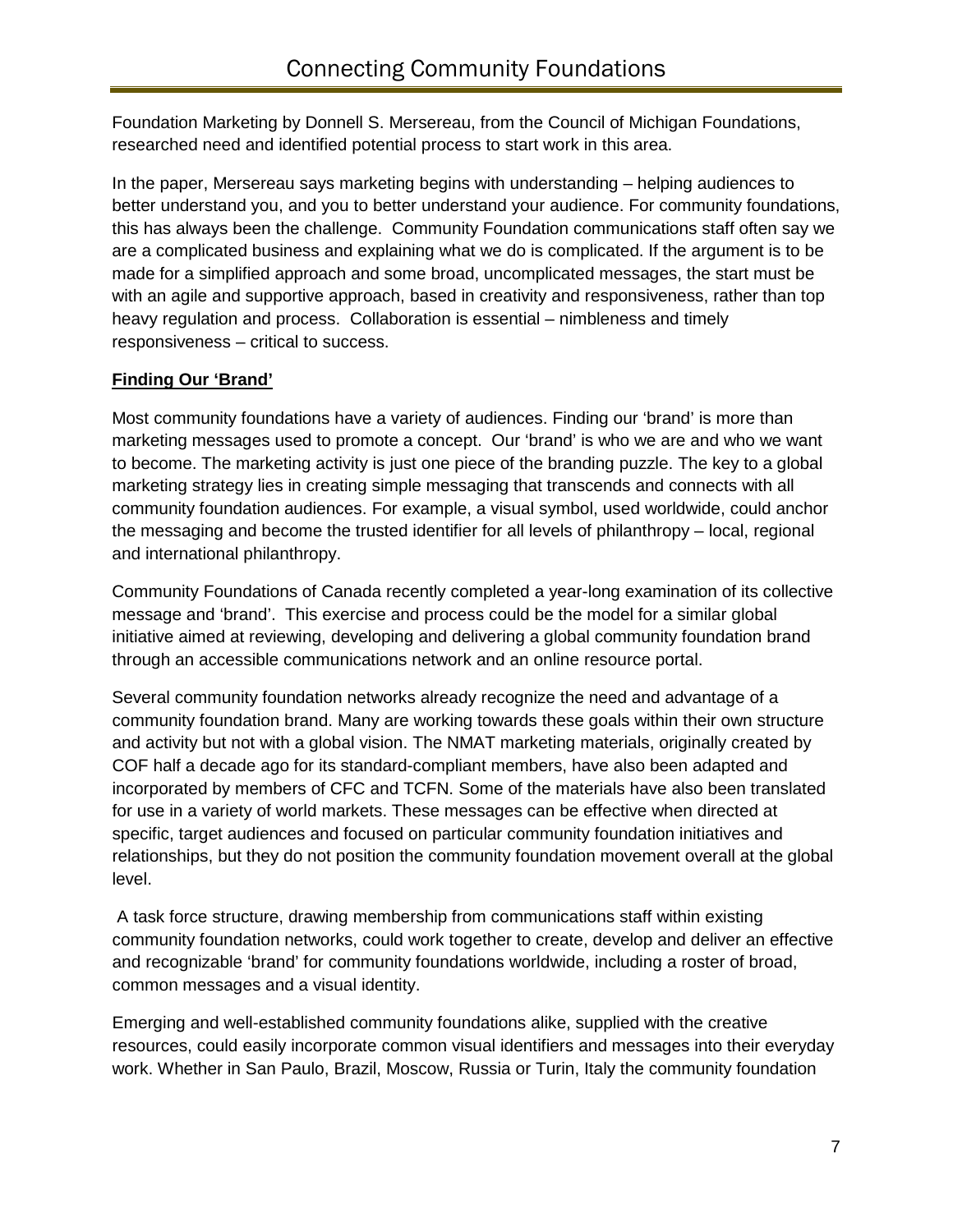Foundation Marketing by Donnell S. Mersereau, from the Council of Michigan Foundations, researched need and identified potential process to start work in this area.

In the paper, Mersereau says marketing begins with understanding – helping audiences to better understand you, and you to better understand your audience. For community foundations, this has always been the challenge. Community Foundation communications staff often say we are a complicated business and explaining what we do is complicated. If the argument is to be made for a simplified approach and some broad, uncomplicated messages, the start must be with an agile and supportive approach, based in creativity and responsiveness, rather than top heavy regulation and process. Collaboration is essential – nimbleness and timely responsiveness – critical to success.

**Finding Our 'Brand'**

Most community foundations have a variety of audiences. Finding our 'brand' is more than marketing messages used to promote a concept. Our 'brand' is who we are and who we want to become. The marketing activity is just one piece of the branding puzzle. The key to a global marketing strategy lies in creating simple messaging that transcends and connects with all community foundation audiences. For example, a visual symbol, used worldwide, could anchor the messaging and become the trusted identifier for all levels of philanthropy – local, regional and international philanthropy.

Community Foundations of Canada recently completed a year-long examination of its collective message and 'brand'. This exercise and process could be the model for a similar global initiative aimed at reviewing, developing and delivering a global community foundation brand through an accessible communications network and an online resource portal.

Several community foundation networks already recognize the need and advantage of a community foundation brand. Many are working towards these goals within their own structure and activity but not with a global vision. The NMAT marketing materials, originally created by COF half a decade ago for its standard-compliant members, have also been adapted and incorporated by members of CFC and TCFN. Some of the materials have also been translated for use in a variety of world markets. These messages can be effective when directed at specific, target audiences and focused on particular community foundation initiatives and relationships, but they do not position the community foundation movement overall at the global level.

A task force structure, drawing membership from communications staff within existing community foundation networks, could work together to create, develop and deliver an effective and recognizable 'brand' for community foundations worldwide, including a roster of broad, common messages and a visual identity.

Emerging and well-established community foundations alike, supplied with the creative resources, could easily incorporate common visual identifiers and messages into their everyday work. Whether in San Paulo, Brazil, Moscow, Russia or Turin, Italy the community foundation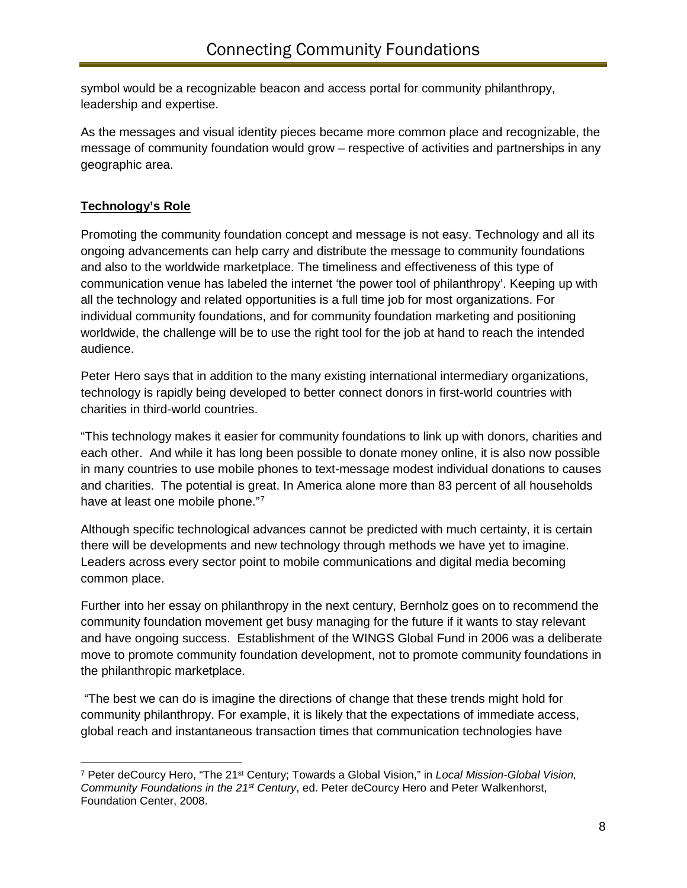symbol would be a recognizable beacon and access portal for community philanthropy, leadership and expertise.

As the messages and visual identity pieces became more common place and recognizable, the message of community foundation would grow – respective of activities and partnerships in any geographic area.

## **Technology's Role**

Promoting the community foundation concept and message is not easy. Technology and all its ongoing advancements can help carry and distribute the message to community foundations and also to the worldwide marketplace. The timeliness and effectiveness of this type of communication venue has labeled the internet 'the power tool of philanthropy'. Keeping up with all the technology and related opportunities is a full time job for most organizations. For individual community foundations, and for community foundation marketing and positioning worldwide, the challenge will be to use the right tool for the job at hand to reach the intended audience.

Peter Hero says that in addition to the many existing international intermediary organizations, technology is rapidly being developed to better connect donors in first-world countries with charities in third-world countries.

"This technology makes it easier for community foundations to link up with donors, charities and each other. And while it has long been possible to donate money online, it is also now possible in many countries to use mobile phones to text-message modest individual donations to causes and charities. The potential is great. In America alone more than 83 percent of all households have at least one mobile phone."[7]

Although specific technological advances cannot be predicted with much certainty, it is certain there will be developments and new technology through methods we have yet to imagine. Leaders across every sector point to mobile communications and digital media becoming common place.

Further into her essay on philanthropy in the next century, Bernholz goes on to recommend the community foundation movement get busy managing for the future if it wants to stay relevant and have ongoing success. Establishment of the WINGS Global Fund in 2006 was a deliberate move to promote community foundation development, not to promote community foundations in the philanthropic marketplace.

"The best we can do is imagine the directions of change that these trends might hold for community philanthropy. For example, it is likely that the expectations of immediate access, global reach and instantaneous transaction times that communication technologies have

---

[7] Peter deCourcy Hero, "The 21st Century; Towards a Global Vision," in *Local Mission-Global Vision, Community Foundations in the 21st Century*, ed. Peter deCourcy Hero and Peter Walkenhorst, Foundation Center, 2008.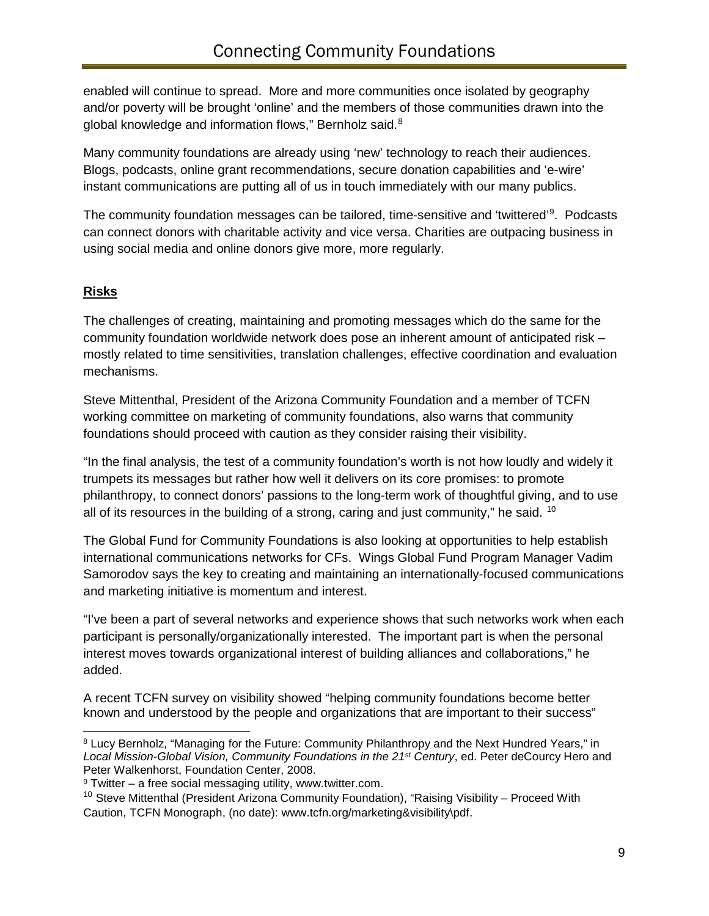enabled will continue to spread. More and more communities once isolated by geography and/or poverty will be brought 'online' and the members of those communities drawn into the global knowledge and information flows," Bernholz said.[8]

Many community foundations are already using 'new' technology to reach their audiences. Blogs, podcasts, online grant recommendations, secure donation capabilities and 'e-wire' instant communications are putting all of us in touch immediately with our many publics.

The community foundation messages can be tailored, time-sensitive and 'twittered'[9]. Podcasts can connect donors with charitable activity and vice versa. Charities are outpacing business in using social media and online donors give more, more regularly.

## **Risks**

The challenges of creating, maintaining and promoting messages which do the same for the community foundation worldwide network does pose an inherent amount of anticipated risk – mostly related to time sensitivities, translation challenges, effective coordination and evaluation mechanisms.

Steve Mittenthal, President of the Arizona Community Foundation and a member of TCFN working committee on marketing of community foundations, also warns that community foundations should proceed with caution as they consider raising their visibility.

"In the final analysis, the test of a community foundation's worth is not how loudly and widely it trumpets its messages but rather how well it delivers on its core promises: to promote philanthropy, to connect donors' passions to the long-term work of thoughtful giving, and to use all of its resources in the building of a strong, caring and just community," he said. [10]

The Global Fund for Community Foundations is also looking at opportunities to help establish international communications networks for CFs. Wings Global Fund Program Manager Vadim Samorodov says the key to creating and maintaining an internationally-focused communications and marketing initiative is momentum and interest.

"I've been a part of several networks and experience shows that such networks work when each participant is personally/organizationally interested. The important part is when the personal interest moves towards organizational interest of building alliances and collaborations," he added.

A recent TCFN survey on visibility showed "helping community foundations become better known and understood by the people and organizations that are important to their success"

---

[8] Lucy Bernholz, "Managing for the Future: Community Philanthropy and the Next Hundred Years," in *Local Mission-Global Vision, Community Foundations in the 21st Century*, ed. Peter deCourcy Hero and Peter Walkenhorst, Foundation Center, 2008.

[9] Twitter – a free social messaging utility, www.twitter.com.

[10] Steve Mittenthal (President Arizona Community Foundation), "Raising Visibility – Proceed With Caution, TCFN Monograph, (no date): www.tcfn.org/marketing&visibility\pdf.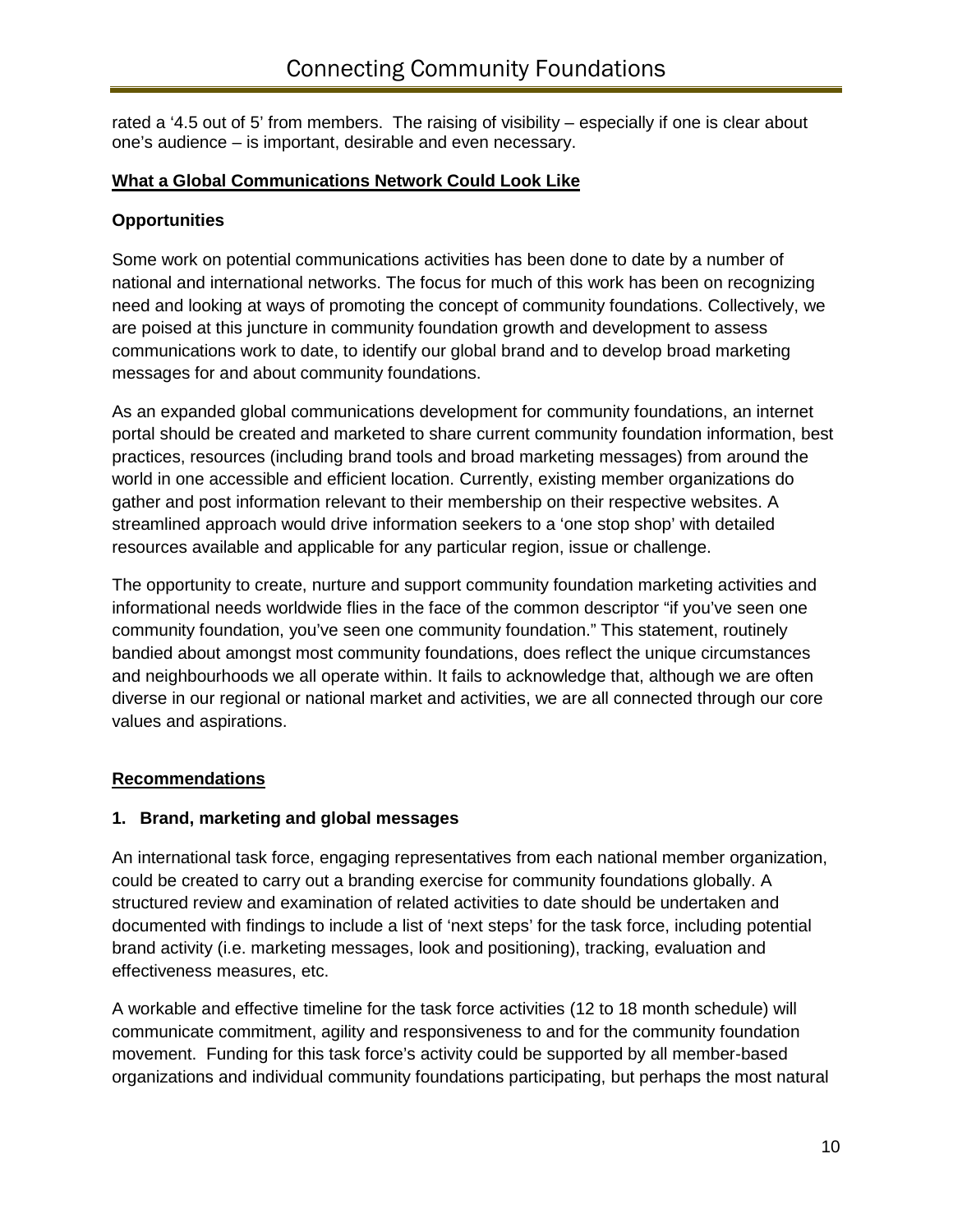rated a '4.5 out of 5' from members. The raising of visibility – especially if one is clear about one's audience – is important, desirable and even necessary.

## What a Global Communications Network Could Look Like

### Opportunities

Some work on potential communications activities has been done to date by a number of national and international networks. The focus for much of this work has been on recognizing need and looking at ways of promoting the concept of community foundations. Collectively, we are poised at this juncture in community foundation growth and development to assess communications work to date, to identify our global brand and to develop broad marketing messages for and about community foundations.

As an expanded global communications development for community foundations, an internet portal should be created and marketed to share current community foundation information, best practices, resources (including brand tools and broad marketing messages) from around the world in one accessible and efficient location. Currently, existing member organizations do gather and post information relevant to their membership on their respective websites. A streamlined approach would drive information seekers to a 'one stop shop' with detailed resources available and applicable for any particular region, issue or challenge.

The opportunity to create, nurture and support community foundation marketing activities and informational needs worldwide flies in the face of the common descriptor "if you've seen one community foundation, you've seen one community foundation." This statement, routinely bandied about amongst most community foundations, does reflect the unique circumstances and neighbourhoods we all operate within. It fails to acknowledge that, although we are often diverse in our regional or national market and activities, we are all connected through our core values and aspirations.

## Recommendations

### 1. Brand, marketing and global messages

An international task force, engaging representatives from each national member organization, could be created to carry out a branding exercise for community foundations globally. A structured review and examination of related activities to date should be undertaken and documented with findings to include a list of 'next steps' for the task force, including potential brand activity (i.e. marketing messages, look and positioning), tracking, evaluation and effectiveness measures, etc.

A workable and effective timeline for the task force activities (12 to 18 month schedule) will communicate commitment, agility and responsiveness to and for the community foundation movement. Funding for this task force's activity could be supported by all member-based organizations and individual community foundations participating, but perhaps the most natural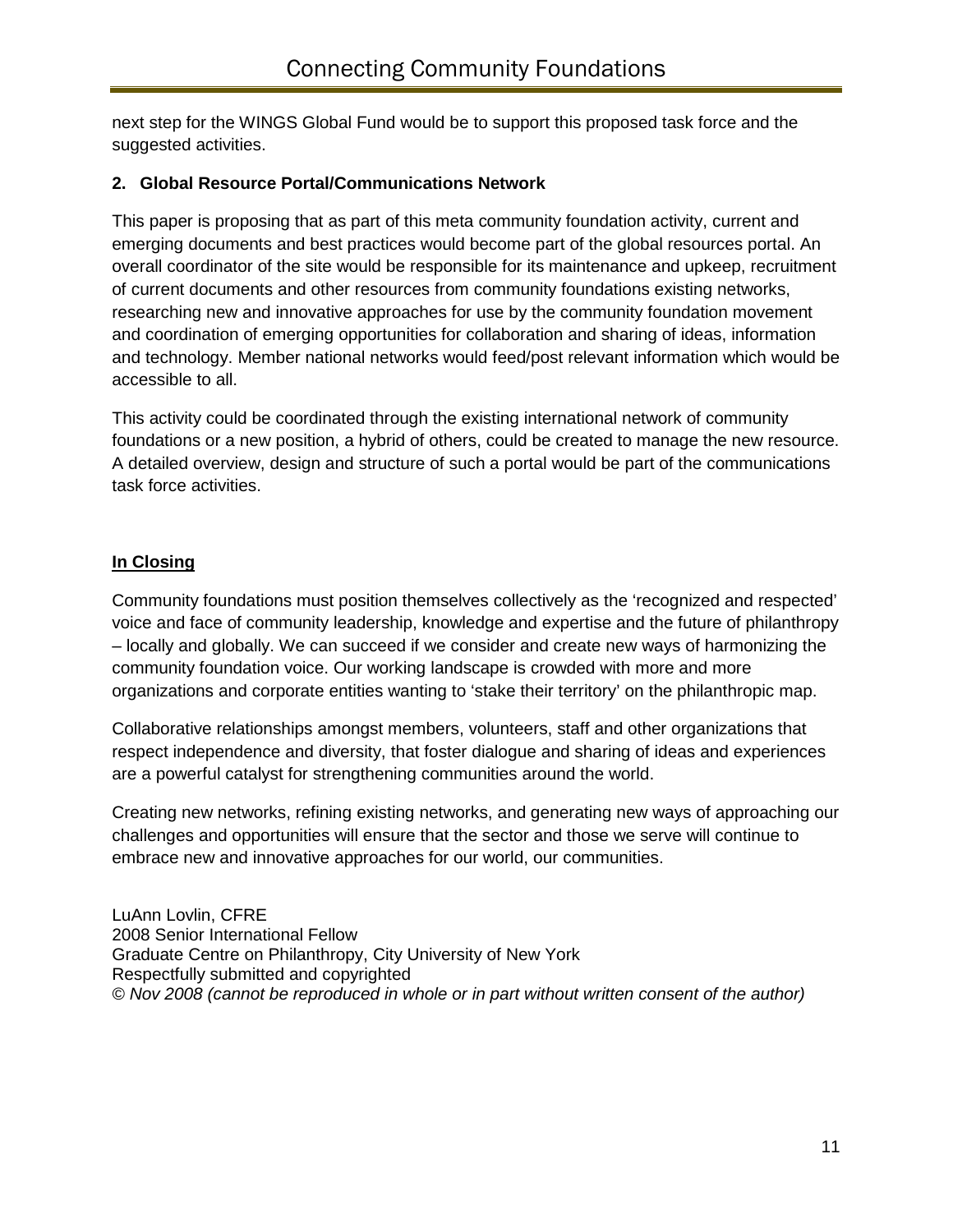next step for the WINGS Global Fund would be to support this proposed task force and the suggested activities.

**2. Global Resource Portal/Communications Network**

This paper is proposing that as part of this meta community foundation activity, current and emerging documents and best practices would become part of the global resources portal. An overall coordinator of the site would be responsible for its maintenance and upkeep, recruitment of current documents and other resources from community foundations existing networks, researching new and innovative approaches for use by the community foundation movement and coordination of emerging opportunities for collaboration and sharing of ideas, information and technology. Member national networks would feed/post relevant information which would be accessible to all.

This activity could be coordinated through the existing international network of community foundations or a new position, a hybrid of others, could be created to manage the new resource. A detailed overview, design and structure of such a portal would be part of the communications task force activities.

## **In Closing**

Community foundations must position themselves collectively as the 'recognized and respected' voice and face of community leadership, knowledge and expertise and the future of philanthropy – locally and globally. We can succeed if we consider and create new ways of harmonizing the community foundation voice. Our working landscape is crowded with more and more organizations and corporate entities wanting to 'stake their territory' on the philanthropic map.

Collaborative relationships amongst members, volunteers, staff and other organizations that respect independence and diversity, that foster dialogue and sharing of ideas and experiences are a powerful catalyst for strengthening communities around the world.

Creating new networks, refining existing networks, and generating new ways of approaching our challenges and opportunities will ensure that the sector and those we serve will continue to embrace new and innovative approaches for our world, our communities.

LuAnn Lovlin, CFRE
2008 Senior International Fellow
Graduate Centre on Philanthropy, City University of New York
Respectfully submitted and copyrighted
*© Nov 2008 (cannot be reproduced in whole or in part without written consent of the author)*